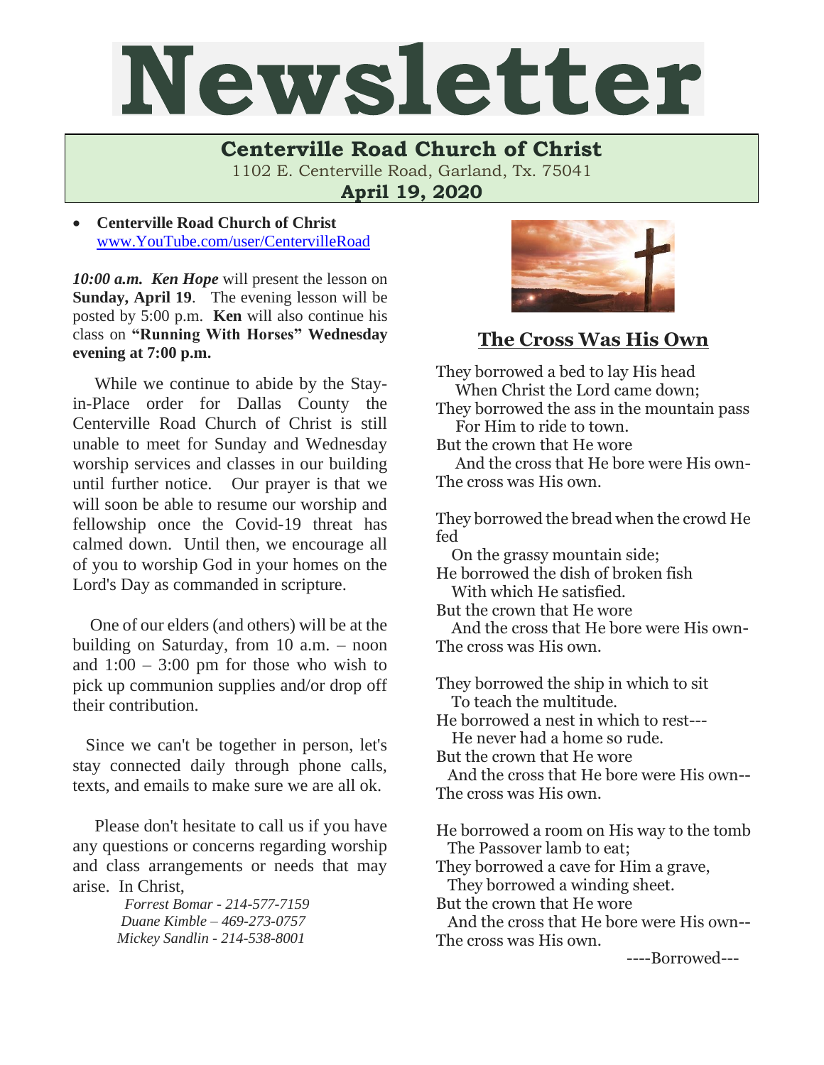# Newsletter

## Centerville Road Church of Christ

1102 E. Centerville Road, Garland, Tx. 75041

**April 19, 2020**

- **Centerville Road Church of Christ** [www.YouTube.com/user/CentervilleRoad](www.YouTube.com/user/CentervilleRoad)

***10:00 a.m. Ken Hope*** will present the lesson on **Sunday, April 19**. The evening lesson will be posted by 5:00 p.m. **Ken** will also continue his class on **"Running With Horses" Wednesday evening at 7:00 p.m.**

While we continue to abide by the Stay-in-Place order for Dallas County the Centerville Road Church of Christ is still unable to meet for Sunday and Wednesday worship services and classes in our building until further notice. Our prayer is that we will soon be able to resume our worship and fellowship once the Covid-19 threat has calmed down. Until then, we encourage all of you to worship God in your homes on the Lord's Day as commanded in scripture.

One of our elders (and others) will be at the building on Saturday, from 10 a.m. – noon and 1:00 – 3:00 pm for those who wish to pick up communion supplies and/or drop off their contribution.

Since we can't be together in person, let's stay connected daily through phone calls, texts, and emails to make sure we are all ok.

Please don't hesitate to call us if you have any questions or concerns regarding worship and class arrangements or needs that may arise. In Christ,

*Forrest Bomar - 214-577-7159*
*Duane Kimble – 469-273-0757*
*Mickey Sandlin - 214-538-8001*

## The Cross Was His Own

They borrowed a bed to lay His head
When Christ the Lord came down;
They borrowed the ass in the mountain pass
For Him to ride to town.
But the crown that He wore
And the cross that He bore were His own-
The cross was His own.

They borrowed the bread when the crowd He fed
On the grassy mountain side;
He borrowed the dish of broken fish
With which He satisfied.
But the crown that He wore
And the cross that He bore were His own-
The cross was His own.

They borrowed the ship in which to sit
To teach the multitude.
He borrowed a nest in which to rest---
He never had a home so rude.
But the crown that He wore
And the cross that He bore were His own--
The cross was His own.

He borrowed a room on His way to the tomb
The Passover lamb to eat;
They borrowed a cave for Him a grave,
They borrowed a winding sheet.
But the crown that He wore
And the cross that He bore were His own--
The cross was His own.

----Borrowed---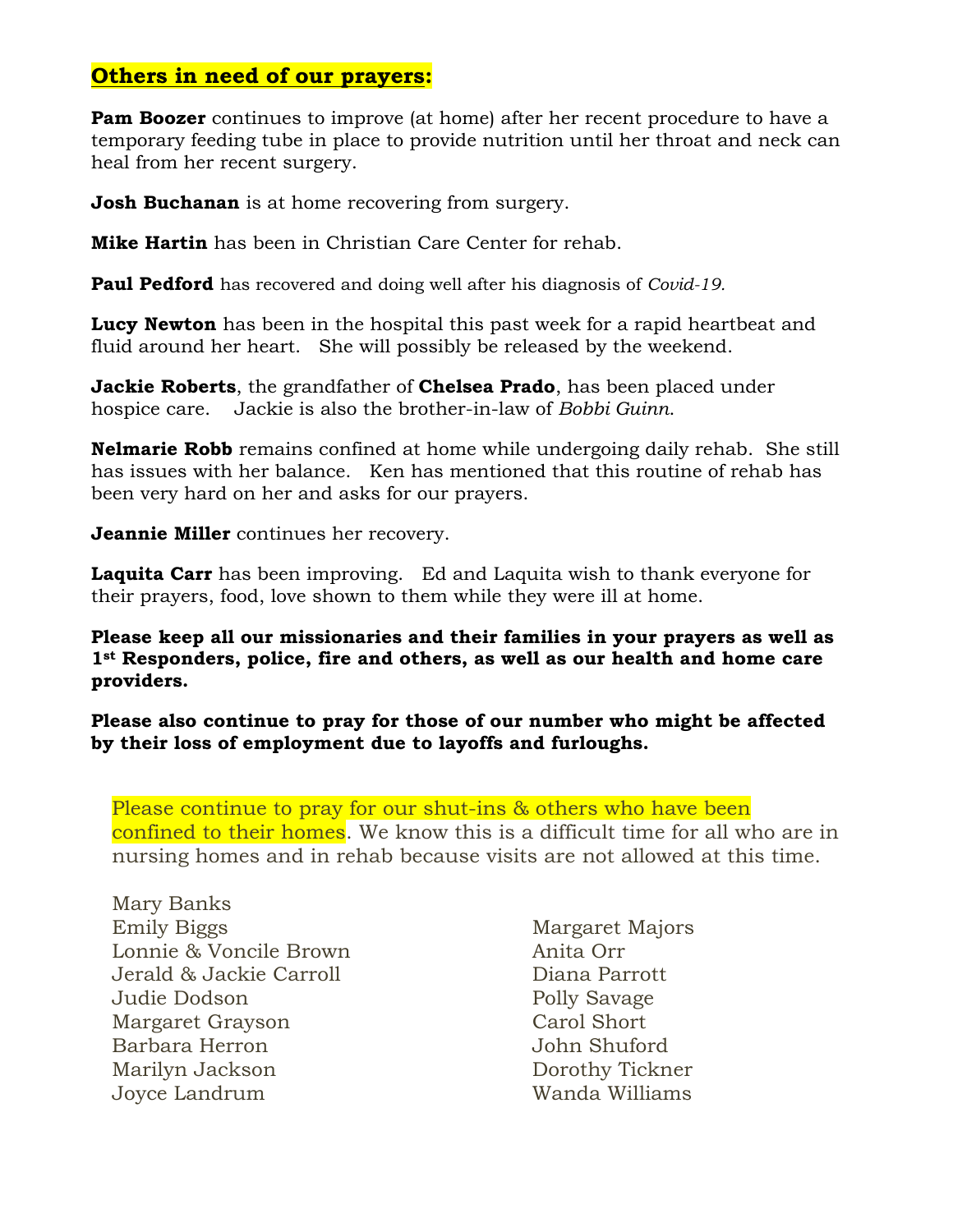## **Others in need of our prayers:**

**Pam Boozer** continues to improve (at home) after her recent procedure to have a temporary feeding tube in place to provide nutrition until her throat and neck can heal from her recent surgery.

**Josh Buchanan** is at home recovering from surgery.

**Mike Hartin** has been in Christian Care Center for rehab.

**Paul Pedford** has recovered and doing well after his diagnosis of *Covid-19.*

**Lucy Newton** has been in the hospital this past week for a rapid heartbeat and fluid around her heart. She will possibly be released by the weekend.

**Jackie Roberts**, the grandfather of **Chelsea Prado**, has been placed under hospice care. Jackie is also the brother-in-law of *Bobbi Guinn*.

**Nelmarie Robb** remains confined at home while undergoing daily rehab. She still has issues with her balance. Ken has mentioned that this routine of rehab has been very hard on her and asks for our prayers.

**Jeannie Miller** continues her recovery.

**Laquita Carr** has been improving. Ed and Laquita wish to thank everyone for their prayers, food, love shown to them while they were ill at home.

**Please keep all our missionaries and their families in your prayers as well as 1st Responders, police, fire and others, as well as our health and home care providers.**

**Please also continue to pray for those of our number who might be affected by their loss of employment due to layoffs and furloughs.**

Please continue to pray for our shut-ins & others who have been confined to their homes. We know this is a difficult time for all who are in nursing homes and in rehab because visits are not allowed at this time.

Mary Banks
Emily Biggs
Lonnie & Voncile Brown
Jerald & Jackie Carroll
Judie Dodson
Margaret Grayson
Barbara Herron
Marilyn Jackson
Joyce Landrum
Margaret Majors
Anita Orr
Diana Parrott
Polly Savage
Carol Short
John Shuford
Dorothy Tickner
Wanda Williams